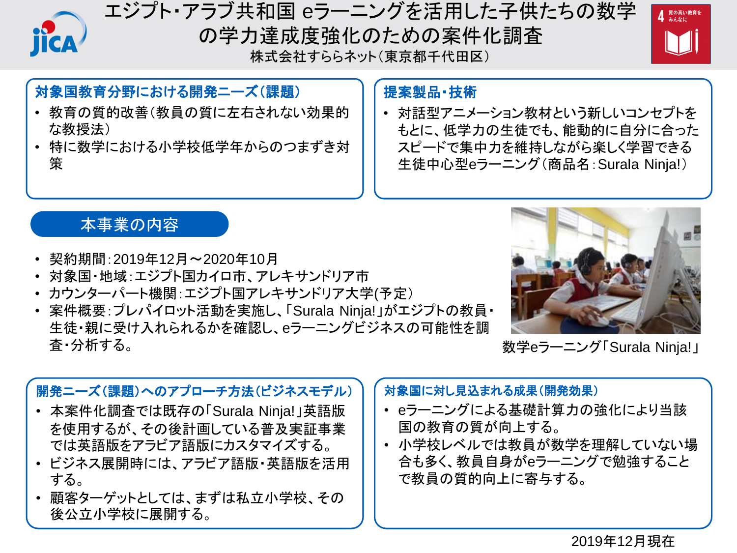# エジプト･アラブ共和国 eラーニングを活用した子供たちの数学の学力達成度強化のための案件化調査

株式会社すららネット（東京都千代田区）

## 対象国教育分野における開発ニーズ（課題）

- 教育の質的改善（教員の質に左右されない効果的な教授法）
- 特に数学における小学校低学年からのつまずき対策

## 提案製品・技術

- 対話型アニメーション教材という新しいコンセプトをもとに、低学力の生徒でも、能動的に自分に合ったスピードで集中力を維持しながら楽しく学習できる生徒中心型eラーニング（商品名：Surala Ninja!）

## 本事業の内容

- 契約期間：2019年12月～2020年10月
- 対象国・地域：エジプト国カイロ市、アレキサンドリア市
- カウンターパート機関：エジプト国アレキサンドリア大学(予定)
- 案件概要：プレパイロット活動を実施し、「Surala Ninja!」がエジプトの教員・生徒・親に受け入れられるかを確認し、eラーニングビジネスの可能性を調査・分析する。

数学eラーニング「Surala Ninja!」

## 開発ニーズ（課題）へのアプローチ方法（ビジネスモデル）

- 本案件化調査では既存の「Surala Ninja!」英語版を使用するが、その後計画している普及実証事業では英語版をアラビア語版にカスタマイズする。
- ビジネス展開時には、アラビア語版・英語版を活用する。
- 顧客ターゲットとしては、まずは私立小学校、その後公立小学校に展開する。

## 対象国に対し見込まれる成果（開発効果）

- eラーニングによる基礎計算力の強化により当該国の教育の質が向上する。
- 小学校レベルでは教員が数学を理解していない場合も多く、教員自身がeラーニングで勉強することで教員の質的向上に寄与する。

2019年12月現在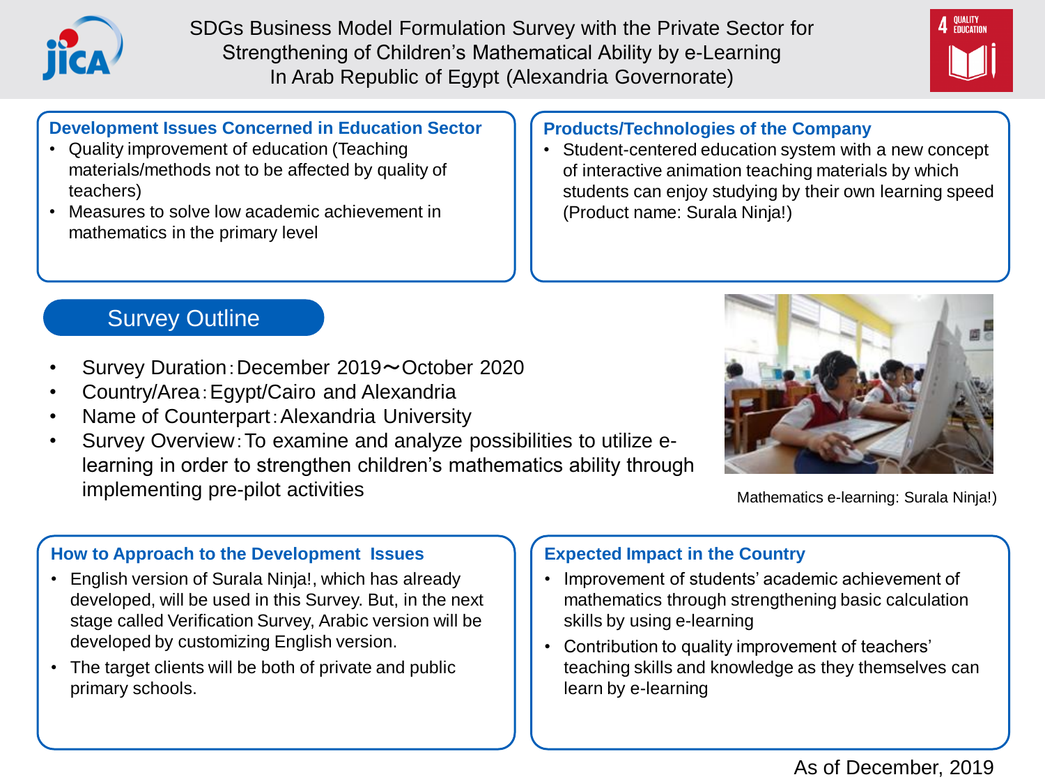# SDGs Business Model Formulation Survey with the Private Sector for Strengthening of Children's Mathematical Ability by e-Learning In Arab Republic of Egypt (Alexandria Governorate)

### Development Issues Concerned in Education Sector

- Quality improvement of education (Teaching materials/methods not to be affected by quality of teachers)
- Measures to solve low academic achievement in mathematics in the primary level

### Products/Technologies of the Company

- Student-centered education system with a new concept of interactive animation teaching materials by which students can enjoy studying by their own learning speed (Product name: Surala Ninja!)

## Survey Outline

- Survey Duration：December 2019～October 2020
- Country/Area：Egypt/Cairo and Alexandria
- Name of Counterpart：Alexandria University
- Survey Overview：To examine and analyze possibilities to utilize e-learning in order to strengthen children's mathematics ability through implementing pre-pilot activities

Mathematics e-learning: Surala Ninja!)

### How to Approach to the Development Issues

- English version of Surala Ninja!, which has already developed, will be used in this Survey. But, in the next stage called Verification Survey, Arabic version will be developed by customizing English version.
- The target clients will be both of private and public primary schools.

### Expected Impact in the Country

- Improvement of students' academic achievement of mathematics through strengthening basic calculation skills by using e-learning
- Contribution to quality improvement of teachers' teaching skills and knowledge as they themselves can learn by e-learning

As of December, 2019